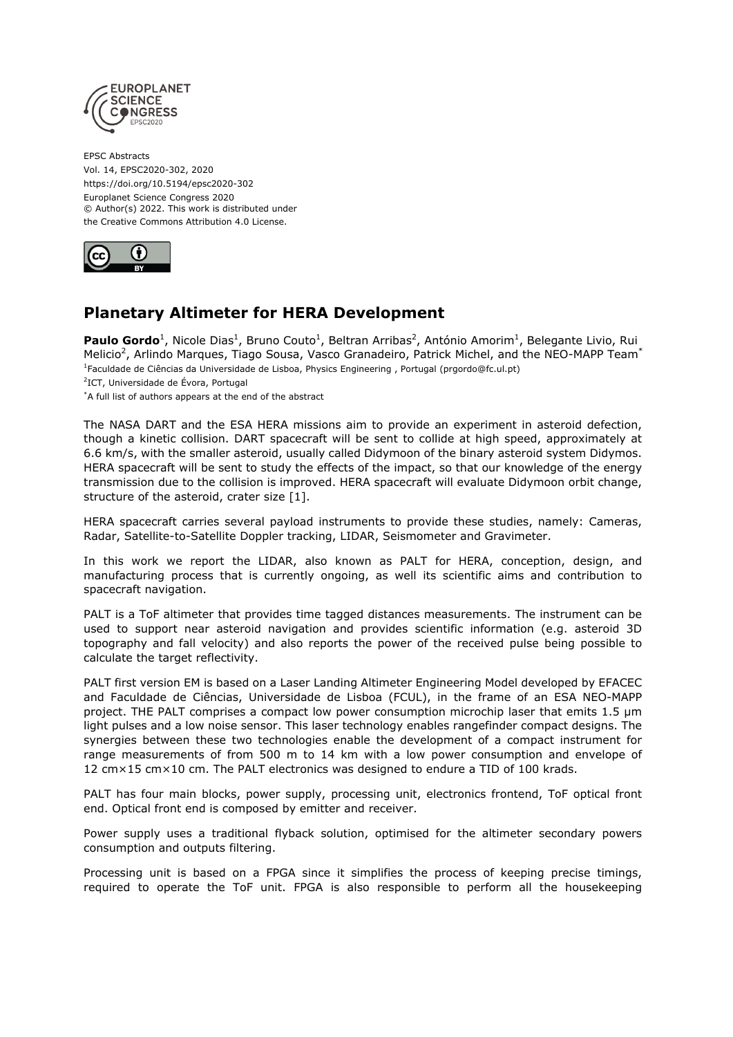EPSC Abstracts
Vol. 14, EPSC2020-302, 2020
https://doi.org/10.5194/epsc2020-302
Europlanet Science Congress 2020
© Author(s) 2022. This work is distributed under
the Creative Commons Attribution 4.0 License.

# Planetary Altimeter for HERA Development

**Paulo Gordo**[1], Nicole Dias[1], Bruno Couto[1], Beltran Arribas[2], António Amorim[1], Belegante Livio, Rui Melicio[2], Arlindo Marques, Tiago Sousa, Vasco Granadeiro, Patrick Michel, and the NEO-MAPP Team[*]

[1]Faculdade de Ciências da Universidade de Lisboa, Physics Engineering , Portugal (prgordo@fc.ul.pt)

[2]ICT, Universidade de Évora, Portugal

[*]A full list of authors appears at the end of the abstract

The NASA DART and the ESA HERA missions aim to provide an experiment in asteroid defection, though a kinetic collision. DART spacecraft will be sent to collide at high speed, approximately at 6.6 km/s, with the smaller asteroid, usually called Didymoon of the binary asteroid system Didymos. HERA spacecraft will be sent to study the effects of the impact, so that our knowledge of the energy transmission due to the collision is improved. HERA spacecraft will evaluate Didymoon orbit change, structure of the asteroid, crater size [1].

HERA spacecraft carries several payload instruments to provide these studies, namely: Cameras, Radar, Satellite-to-Satellite Doppler tracking, LIDAR, Seismometer and Gravimeter.

In this work we report the LIDAR, also known as PALT for HERA, conception, design, and manufacturing process that is currently ongoing, as well its scientific aims and contribution to spacecraft navigation.

PALT is a ToF altimeter that provides time tagged distances measurements. The instrument can be used to support near asteroid navigation and provides scientific information (e.g. asteroid 3D topography and fall velocity) and also reports the power of the received pulse being possible to calculate the target reflectivity.

PALT first version EM is based on a Laser Landing Altimeter Engineering Model developed by EFACEC and Faculdade de Ciências, Universidade de Lisboa (FCUL), in the frame of an ESA NEO-MAPP project. THE PALT comprises a compact low power consumption microchip laser that emits 1.5 µm light pulses and a low noise sensor. This laser technology enables rangefinder compact designs. The synergies between these two technologies enable the development of a compact instrument for range measurements of from 500 m to 14 km with a low power consumption and envelope of 12 cm×15 cm×10 cm. The PALT electronics was designed to endure a TID of 100 krads.

PALT has four main blocks, power supply, processing unit, electronics frontend, ToF optical front end. Optical front end is composed by emitter and receiver.

Power supply uses a traditional flyback solution, optimised for the altimeter secondary powers consumption and outputs filtering.

Processing unit is based on a FPGA since it simplifies the process of keeping precise timings, required to operate the ToF unit. FPGA is also responsible to perform all the housekeeping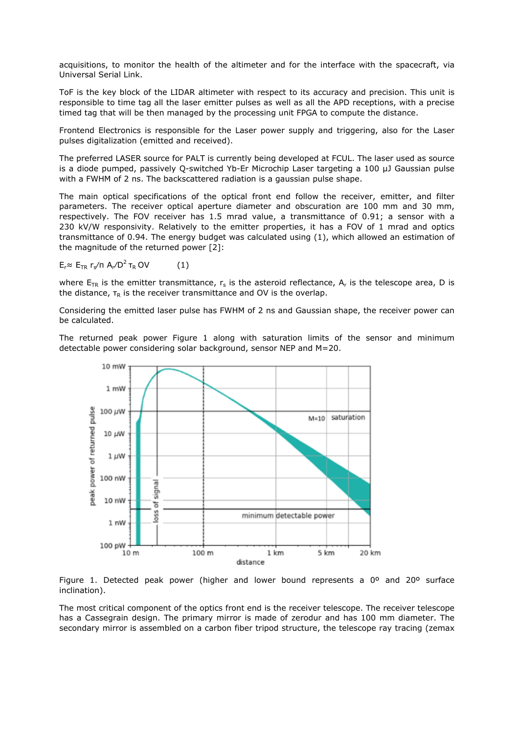acquisitions, to monitor the health of the altimeter and for the interface with the spacecraft, via Universal Serial Link.

ToF is the key block of the LIDAR altimeter with respect to its accuracy and precision. This unit is responsible to time tag all the laser emitter pulses as well as all the APD receptions, with a precise timed tag that will be then managed by the processing unit FPGA to compute the distance.

Frontend Electronics is responsible for the Laser power supply and triggering, also for the Laser pulses digitalization (emitted and received).

The preferred LASER source for PALT is currently being developed at FCUL. The laser used as source is a diode pumped, passively Q-switched Yb-Er Microchip Laser targeting a 100 μJ Gaussian pulse with a FWHM of 2 ns. The backscattered radiation is a gaussian pulse shape.

The main optical specifications of the optical front end follow the receiver, emitter, and filter parameters. The receiver optical aperture diameter and obscuration are 100 mm and 30 mm, respectively. The FOV receiver has 1.5 mrad value, a transmittance of 0.91; a sensor with a 230 kV/W responsivity. Relatively to the emitter properties, it has a FOV of 1 mrad and optics transmittance of 0.94. The energy budget was calculated using (1), which allowed an estimation of the magnitude of the returned power [2]:

$$E_r \approx E_{TR}\, r_s/\pi\, A_r/D^2\, \tau_R\, OV \qquad (1)$$

where $E_{TR}$ is the emitter transmittance, $r_s$ is the asteroid reflectance, $A_r$ is the telescope area, D is the distance, $\tau_R$ is the receiver transmittance and OV is the overlap.

Considering the emitted laser pulse has FWHM of 2 ns and Gaussian shape, the receiver power can be calculated.

The returned peak power Figure 1 along with saturation limits of the sensor and minimum detectable power considering solar background, sensor NEP and M=20.

Figure 1. Detected peak power (higher and lower bound represents a 0º and 20º surface inclination).

The most critical component of the optics front end is the receiver telescope. The receiver telescope has a Cassegrain design. The primary mirror is made of zerodur and has 100 mm diameter. The secondary mirror is assembled on a carbon fiber tripod structure, the telescope ray tracing (zemax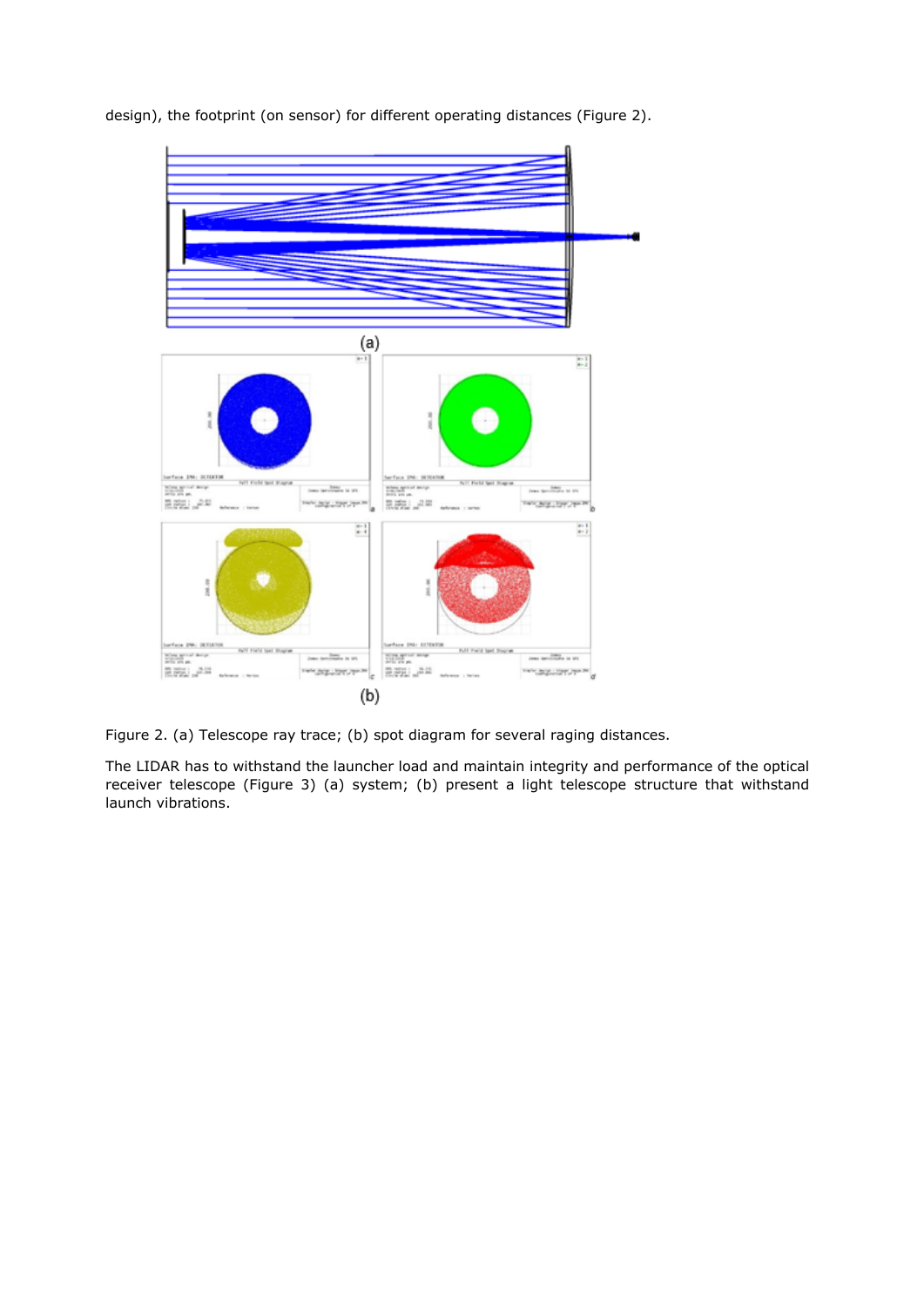design), the footprint (on sensor) for different operating distances (Figure 2).

Figure 2. (a) Telescope ray trace; (b) spot diagram for several raging distances.

The LIDAR has to withstand the launcher load and maintain integrity and performance of the optical receiver telescope (Figure 3) (a) system; (b) present a light telescope structure that withstand launch vibrations.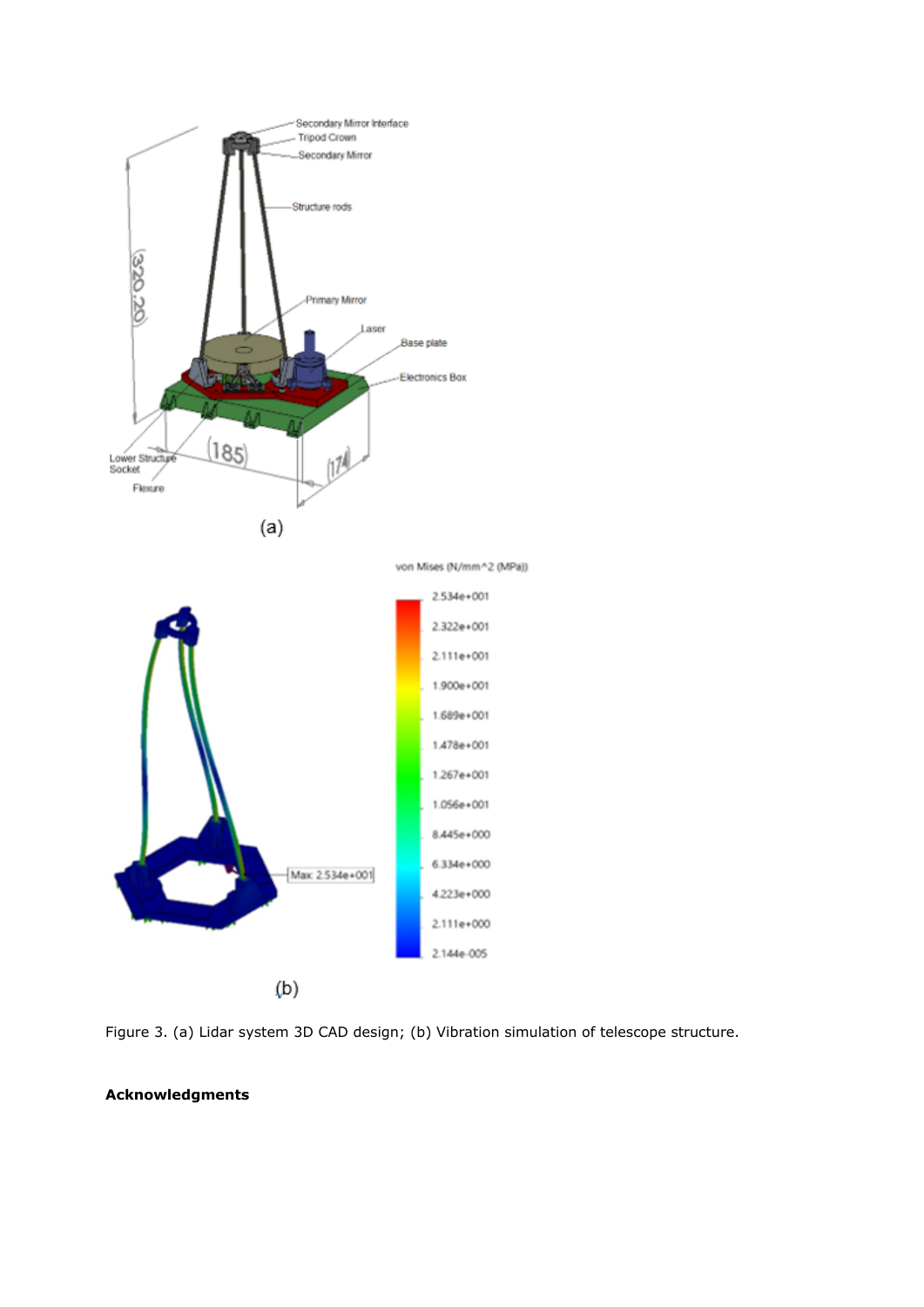Figure 3. (a) Lidar system 3D CAD design; (b) Vibration simulation of telescope structure.

**Acknowledgments**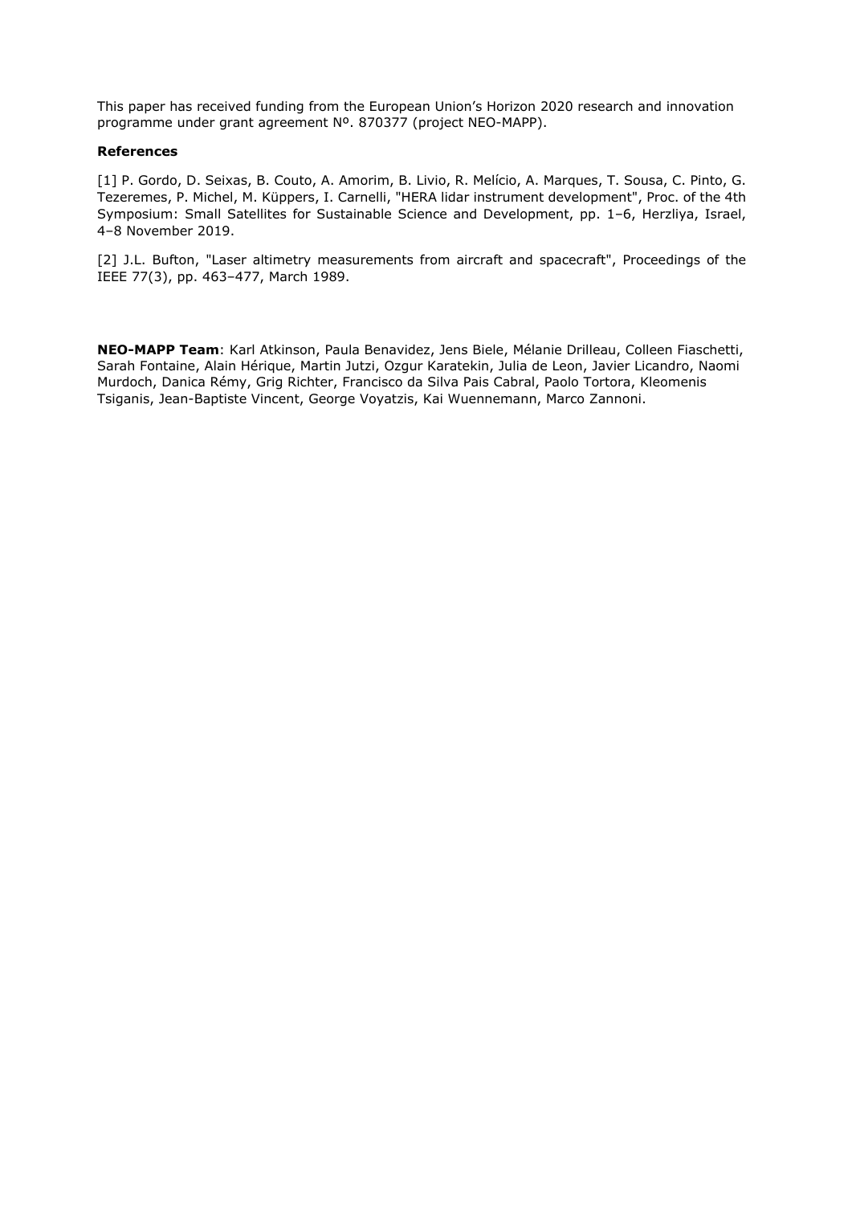This paper has received funding from the European Union's Horizon 2020 research and innovation programme under grant agreement Nº. 870377 (project NEO-MAPP).

**References**

[1] P. Gordo, D. Seixas, B. Couto, A. Amorim, B. Livio, R. Melício, A. Marques, T. Sousa, C. Pinto, G. Tezeremes, P. Michel, M. Küppers, I. Carnelli, "HERA lidar instrument development", Proc. of the 4th Symposium: Small Satellites for Sustainable Science and Development, pp. 1–6, Herzliya, Israel, 4–8 November 2019.

[2] J.L. Bufton, "Laser altimetry measurements from aircraft and spacecraft", Proceedings of the IEEE 77(3), pp. 463–477, March 1989.

**NEO-MAPP Team**: Karl Atkinson, Paula Benavidez, Jens Biele, Mélanie Drilleau, Colleen Fiaschetti, Sarah Fontaine, Alain Hérique, Martin Jutzi, Ozgur Karatekin, Julia de Leon, Javier Licandro, Naomi Murdoch, Danica Rémy, Grig Richter, Francisco da Silva Pais Cabral, Paolo Tortora, Kleomenis Tsiganis, Jean-Baptiste Vincent, George Voyatzis, Kai Wuennemann, Marco Zannoni.